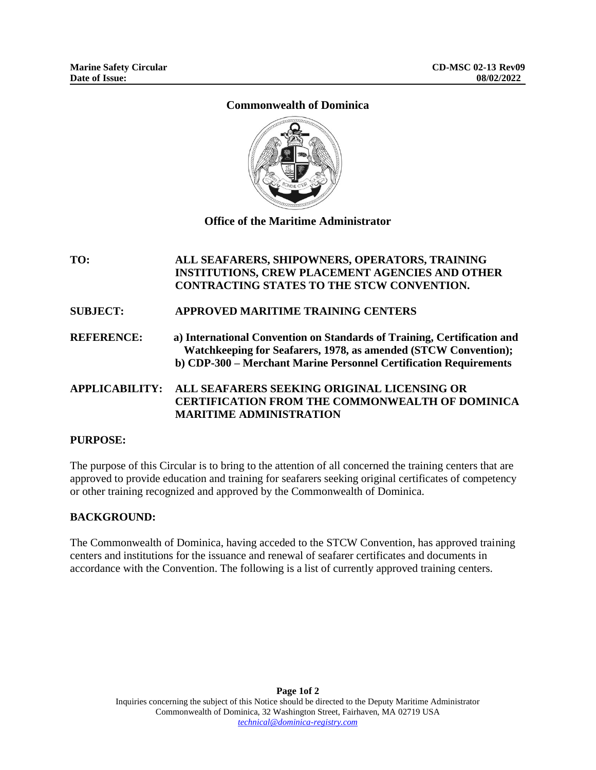**Marine Safety Circular** **CD-MSC 02-13 Rev09**
**Date of Issue:** **08/02/2022**

# Commonwealth of Dominica

## Office of the Maritime Administrator

**TO:** ALL SEAFARERS, SHIPOWNERS, OPERATORS, TRAINING INSTITUTIONS, CREW PLACEMENT AGENCIES AND OTHER CONTRACTING STATES TO THE STCW CONVENTION.

**SUBJECT:** APPROVED MARITIME TRAINING CENTERS

**REFERENCE:** a) International Convention on Standards of Training, Certification and Watchkeeping for Seafarers, 1978, as amended (STCW Convention);
b) CDP-300 – Merchant Marine Personnel Certification Requirements

**APPLICABILITY:** ALL SEAFARERS SEEKING ORIGINAL LICENSING OR CERTIFICATION FROM THE COMMONWEALTH OF DOMINICA MARITIME ADMINISTRATION

**PURPOSE:**

The purpose of this Circular is to bring to the attention of all concerned the training centers that are approved to provide education and training for seafarers seeking original certificates of competency or other training recognized and approved by the Commonwealth of Dominica.

**BACKGROUND:**

The Commonwealth of Dominica, having acceded to the STCW Convention, has approved training centers and institutions for the issuance and renewal of seafarer certificates and documents in accordance with the Convention. The following is a list of currently approved training centers.

Inquiries concerning the subject of this Notice should be directed to the Deputy Maritime Administrator
Commonwealth of Dominica, 32 Washington Street, Fairhaven, MA 02719 USA
technical@dominica-registry.com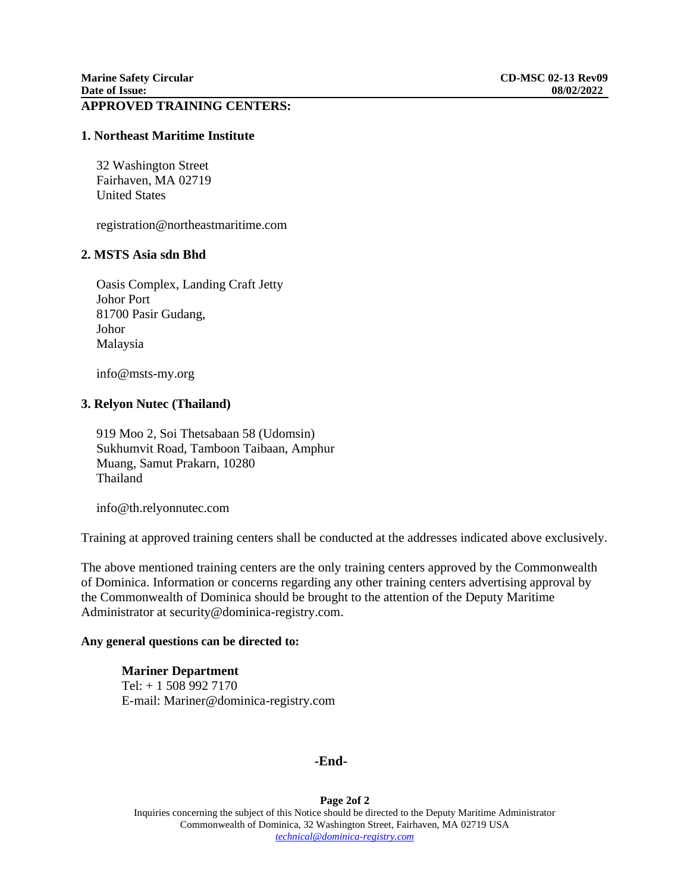## APPROVED TRAINING CENTERS:

### 1. Northeast Maritime Institute

32 Washington Street
Fairhaven, MA 02719
United States

registration@northeastmaritime.com

### 2. MSTS Asia sdn Bhd

Oasis Complex, Landing Craft Jetty
Johor Port
81700 Pasir Gudang,
Johor
Malaysia

info@msts-my.org

### 3. Relyon Nutec (Thailand)

919 Moo 2, Soi Thetsabaan 58 (Udomsin)
Sukhumvit Road, Tamboon Taibaan, Amphur
Muang, Samut Prakarn, 10280
Thailand

info@th.relyonnutec.com

Training at approved training centers shall be conducted at the addresses indicated above exclusively.

The above mentioned training centers are the only training centers approved by the Commonwealth of Dominica. Information or concerns regarding any other training centers advertising approval by the Commonwealth of Dominica should be brought to the attention of the Deputy Maritime Administrator at security@dominica-registry.com.

**Any general questions can be directed to:**

**Mariner Department**
Tel: + 1 508 992 7170
E-mail: Mariner@dominica-registry.com

**-End-**

Inquiries concerning the subject of this Notice should be directed to the Deputy Maritime Administrator
Commonwealth of Dominica, 32 Washington Street, Fairhaven, MA 02719 USA
*technical@dominica-registry.com*